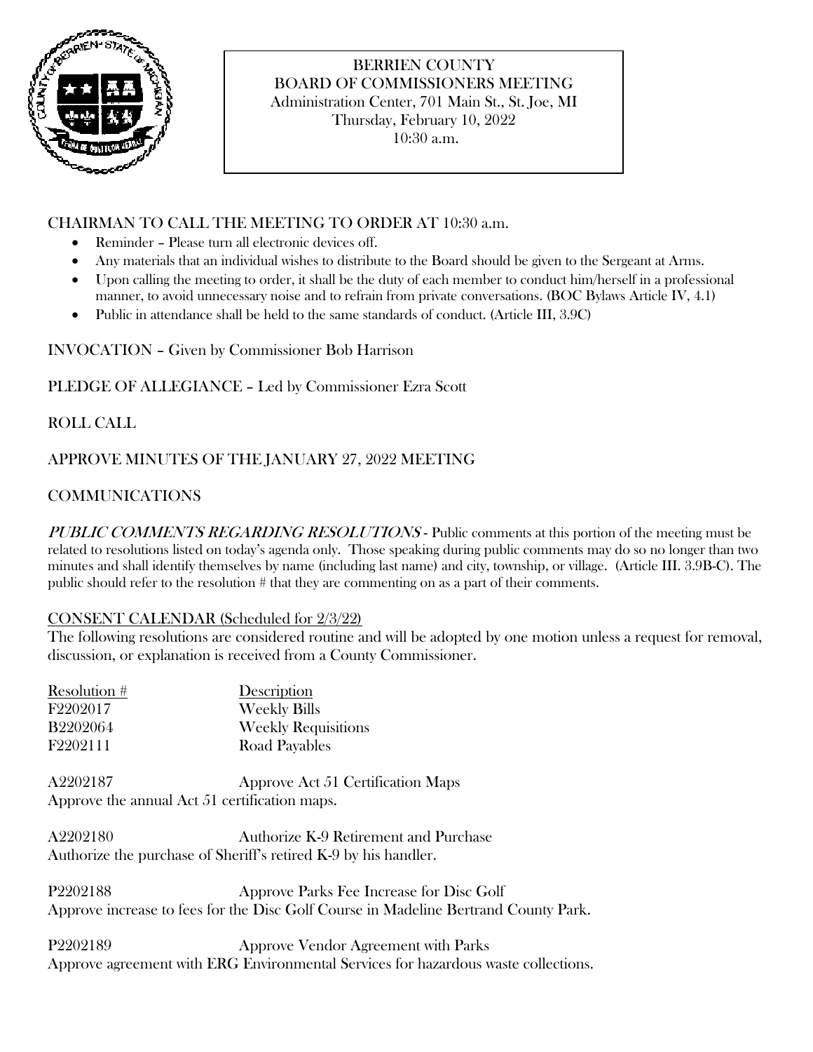# BERRIEN COUNTY
## BOARD OF COMMISSIONERS MEETING

Administration Center, 701 Main St., St. Joe, MI
Thursday, February 10, 2022
10:30 a.m.

CHAIRMAN TO CALL THE MEETING TO ORDER AT 10:30 a.m.

- Reminder – Please turn all electronic devices off.
- Any materials that an individual wishes to distribute to the Board should be given to the Sergeant at Arms.
- Upon calling the meeting to order, it shall be the duty of each member to conduct him/herself in a professional manner, to avoid unnecessary noise and to refrain from private conversations. (BOC Bylaws Article IV, 4.1)
- Public in attendance shall be held to the same standards of conduct. (Article III, 3.9C)

INVOCATION – Given by Commissioner Bob Harrison

PLEDGE OF ALLEGIANCE – Led by Commissioner Ezra Scott

ROLL CALL

APPROVE MINUTES OF THE JANUARY 27, 2022 MEETING

COMMUNICATIONS

*PUBLIC COMMENTS REGARDING RESOLUTIONS* - Public comments at this portion of the meeting must be related to resolutions listed on today's agenda only. Those speaking during public comments may do so no longer than two minutes and shall identify themselves by name (including last name) and city, township, or village. (Article III. 3.9B-C). The public should refer to the resolution # that they are commenting on as a part of their comments.

CONSENT CALENDAR (Scheduled for 2/3/22)

The following resolutions are considered routine and will be adopted by one motion unless a request for removal, discussion, or explanation is received from a County Commissioner.

| Resolution # | Description |
|---|---|
| F2202017 | Weekly Bills |
| B2202064 | Weekly Requisitions |
| F2202111 | Road Payables |

A2202187 Approve Act 51 Certification Maps
Approve the annual Act 51 certification maps.

A2202180 Authorize K-9 Retirement and Purchase
Authorize the purchase of Sheriff's retired K-9 by his handler.

P2202188 Approve Parks Fee Increase for Disc Golf
Approve increase to fees for the Disc Golf Course in Madeline Bertrand County Park.

P2202189 Approve Vendor Agreement with Parks
Approve agreement with ERG Environmental Services for hazardous waste collections.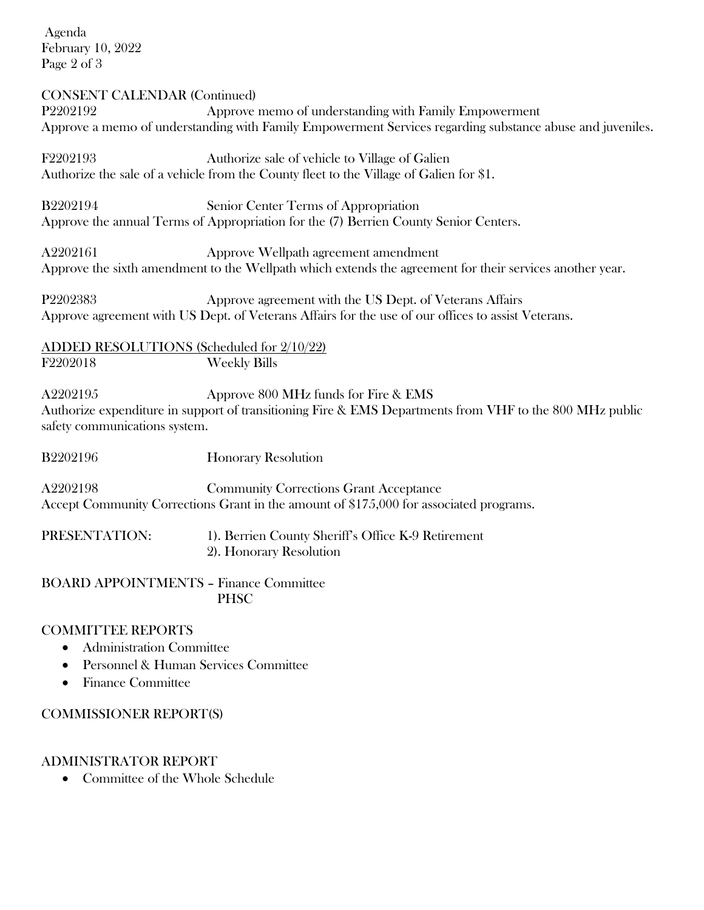## CONSENT CALENDAR (Continued)

P2202192 Approve memo of understanding with Family Empowerment

Approve a memo of understanding with Family Empowerment Services regarding substance abuse and juveniles.

F2202193 Authorize sale of vehicle to Village of Galien

Authorize the sale of a vehicle from the County fleet to the Village of Galien for $1.

B2202194 Senior Center Terms of Appropriation

Approve the annual Terms of Appropriation for the (7) Berrien County Senior Centers.

A2202161 Approve Wellpath agreement amendment

Approve the sixth amendment to the Wellpath which extends the agreement for their services another year.

P2202383 Approve agreement with the US Dept. of Veterans Affairs

Approve agreement with US Dept. of Veterans Affairs for the use of our offices to assist Veterans.

## ADDED RESOLUTIONS (Scheduled for 2/10/22)

F2202018 Weekly Bills

A2202195 Approve 800 MHz funds for Fire & EMS

Authorize expenditure in support of transitioning Fire & EMS Departments from VHF to the 800 MHz public safety communications system.

B2202196 Honorary Resolution

A2202198 Community Corrections Grant Acceptance

Accept Community Corrections Grant in the amount of $175,000 for associated programs.

## PRESENTATION:

1). Berrien County Sheriff's Office K-9 Retirement
2). Honorary Resolution

## BOARD APPOINTMENTS – Finance Committee

PHSC

## COMMITTEE REPORTS

- Administration Committee
- Personnel & Human Services Committee
- Finance Committee

## COMMISSIONER REPORT(S)

## ADMINISTRATOR REPORT

- Committee of the Whole Schedule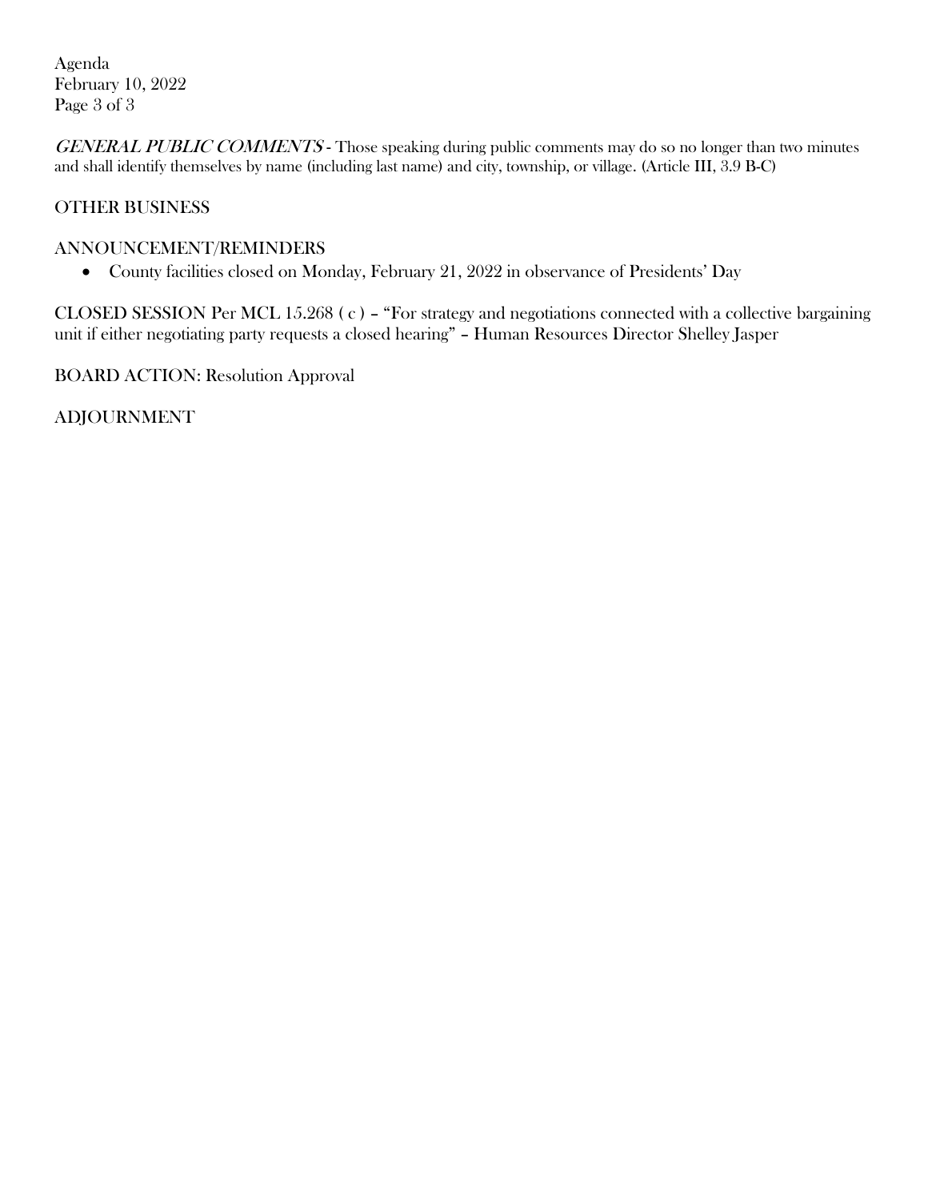*GENERAL PUBLIC COMMENTS* - Those speaking during public comments may do so no longer than two minutes and shall identify themselves by name (including last name) and city, township, or village. (Article III, 3.9 B-C)

OTHER BUSINESS

ANNOUNCEMENT/REMINDERS

- County facilities closed on Monday, February 21, 2022 in observance of Presidents' Day

CLOSED SESSION Per MCL 15.268 ( c ) – "For strategy and negotiations connected with a collective bargaining unit if either negotiating party requests a closed hearing" – Human Resources Director Shelley Jasper

BOARD ACTION: Resolution Approval

ADJOURNMENT